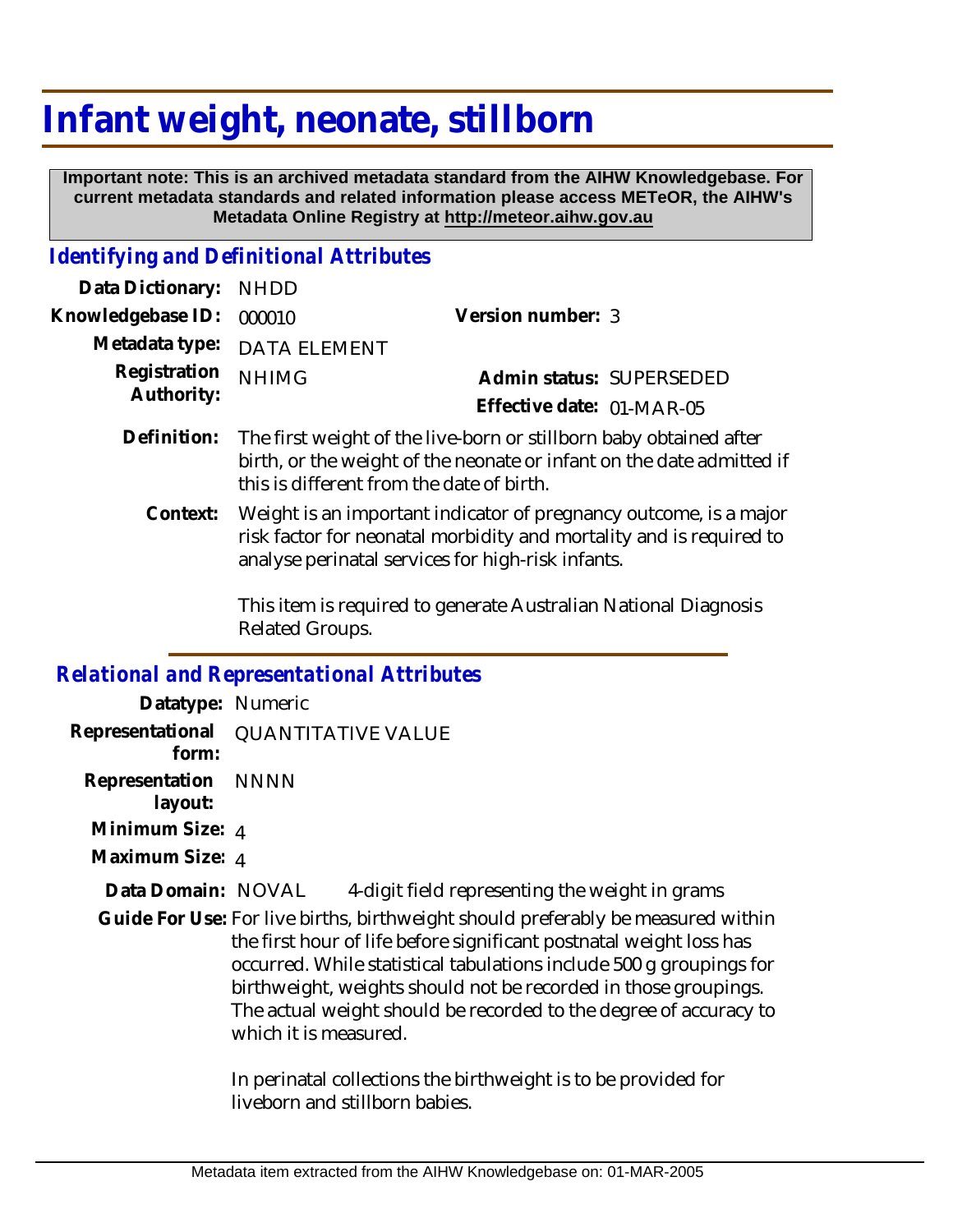# Infant weight, neonate, stillborn

**Important note: This is an archived metadata standard from the AIHW Knowledgebase. For current metadata standards and related information please access METeOR, the AIHW's Metadata Online Registry at http://meteor.aihw.gov.au**

## *Identifying and Definitional Attributes*

**Data Dictionary:** NHDD

**Knowledgebase ID:** 000010

**Version number:** 3

**Metadata type:** DATA ELEMENT

**Registration Authority:** NHIMG

**Admin status:** SUPERSEDED

**Effective date:** 01-MAR-05

**Definition:** The first weight of the live-born or stillborn baby obtained after birth, or the weight of the neonate or infant on the date admitted if this is different from the date of birth.

**Context:** Weight is an important indicator of pregnancy outcome, is a major risk factor for neonatal morbidity and mortality and is required to analyse perinatal services for high-risk infants.

This item is required to generate Australian National Diagnosis Related Groups.

## *Relational and Representational Attributes*

**Datatype:** Numeric

**Representational form:** QUANTITATIVE VALUE

**Representation layout:** NNNN

**Minimum Size:** 4

**Maximum Size:** 4

**Data Domain:** NOVAL 4-digit field representing the weight in grams

**Guide For Use:** For live births, birthweight should preferably be measured within the first hour of life before significant postnatal weight loss has occurred. While statistical tabulations include 500 g groupings for birthweight, weights should not be recorded in those groupings. The actual weight should be recorded to the degree of accuracy to which it is measured.

In perinatal collections the birthweight is to be provided for liveborn and stillborn babies.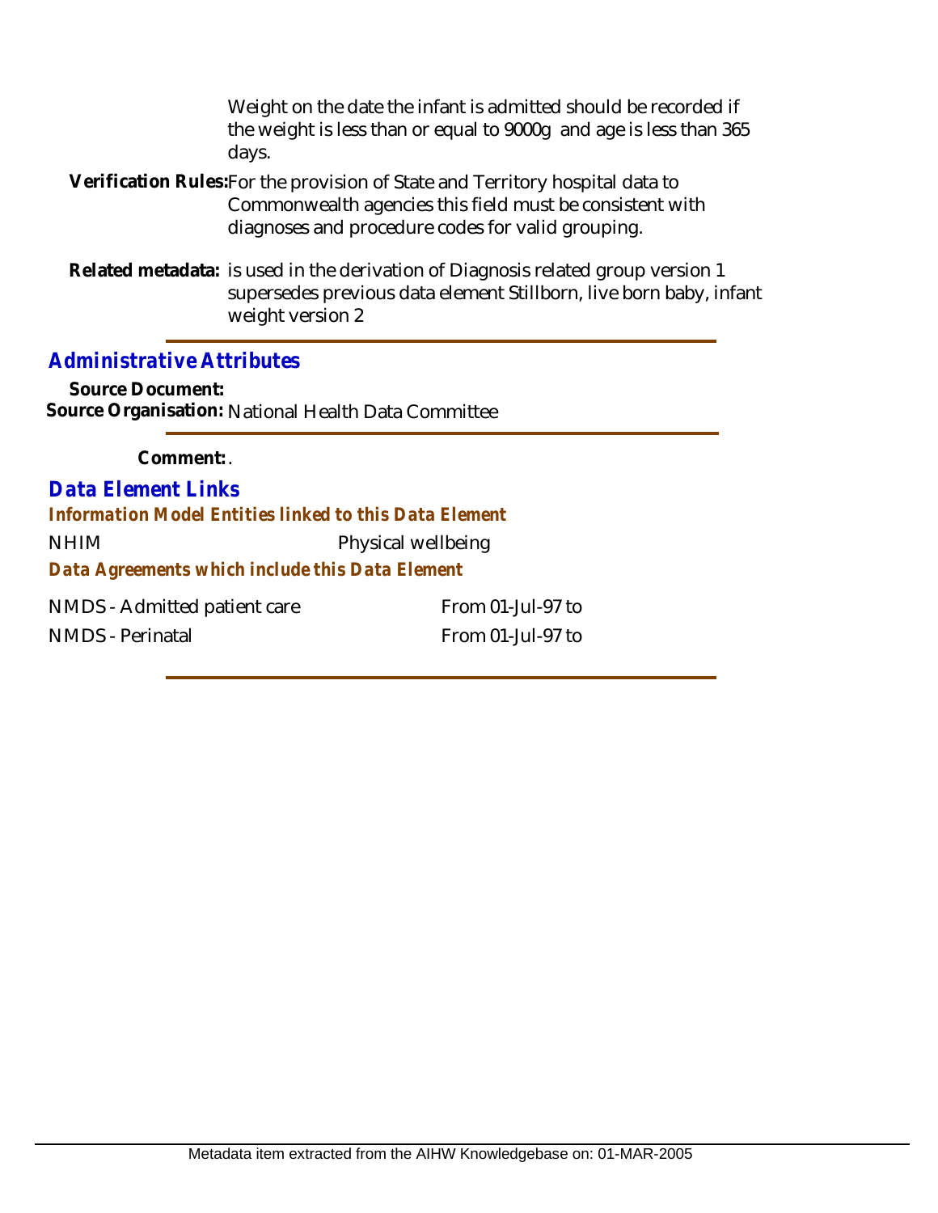Weight on the date the infant is admitted should be recorded if the weight is less than or equal to 9000g and age is less than 365 days.

**Verification Rules:** For the provision of State and Territory hospital data to Commonwealth agencies this field must be consistent with diagnoses and procedure codes for valid grouping.

**Related metadata:** is used in the derivation of Diagnosis related group version 1
supersedes previous data element Stillborn, live born baby, infant weight version 2

## Administrative Attributes

**Source Document:**

**Source Organisation:** National Health Data Committee

**Comment:** .

## Data Element Links

### Information Model Entities linked to this Data Element

| | |
|---|---|
| NHIM | Physical wellbeing |

### Data Agreements which include this Data Element

| | |
|---|---|
| NMDS - Admitted patient care | From 01-Jul-97 to |
| NMDS - Perinatal | From 01-Jul-97 to |